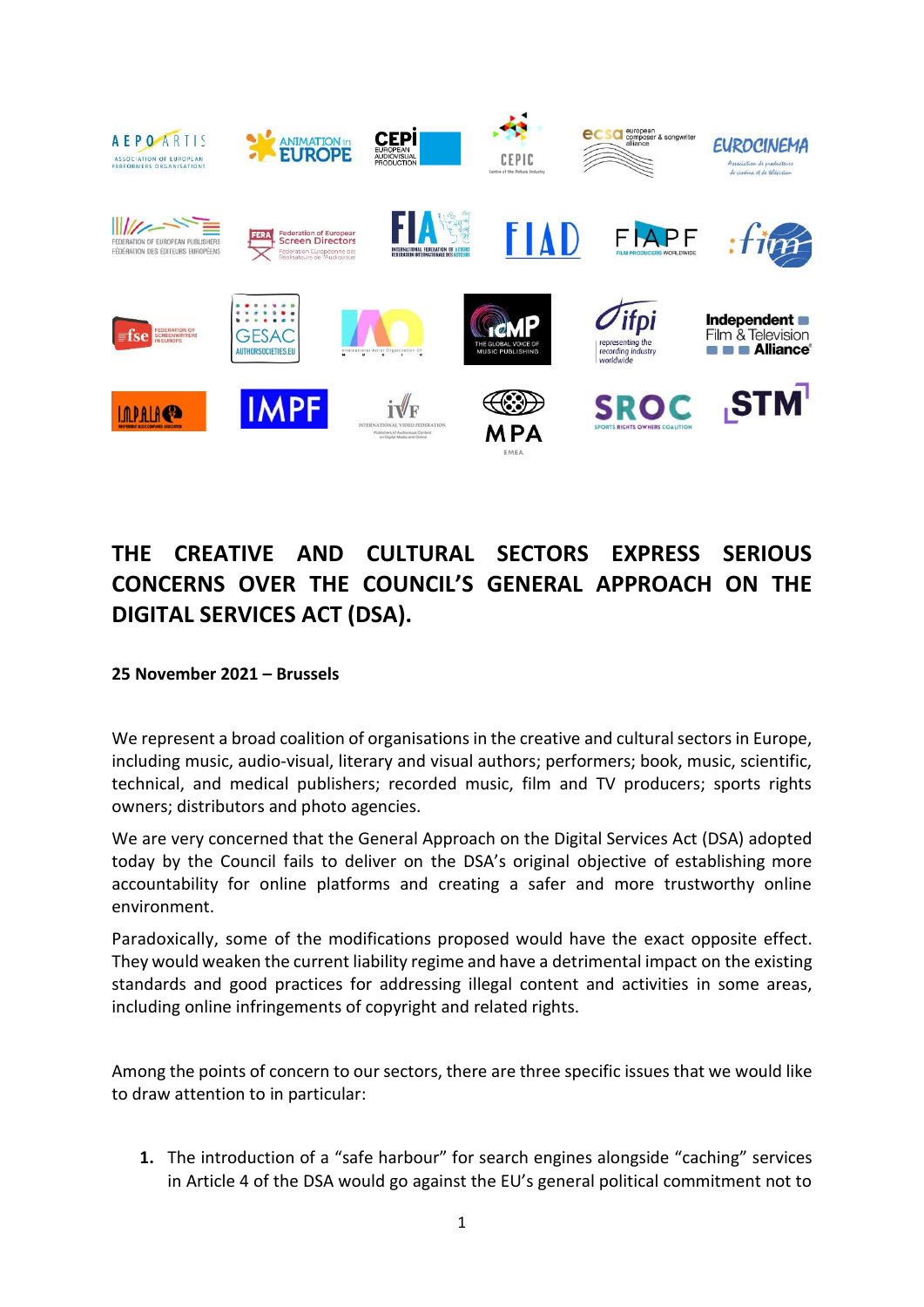# THE CREATIVE AND CULTURAL SECTORS EXPRESS SERIOUS CONCERNS OVER THE COUNCIL'S GENERAL APPROACH ON THE DIGITAL SERVICES ACT (DSA).

**25 November 2021 – Brussels**

We represent a broad coalition of organisations in the creative and cultural sectors in Europe, including music, audio-visual, literary and visual authors; performers; book, music, scientific, technical, and medical publishers; recorded music, film and TV producers; sports rights owners; distributors and photo agencies.

We are very concerned that the General Approach on the Digital Services Act (DSA) adopted today by the Council fails to deliver on the DSA's original objective of establishing more accountability for online platforms and creating a safer and more trustworthy online environment.

Paradoxically, some of the modifications proposed would have the exact opposite effect. They would weaken the current liability regime and have a detrimental impact on the existing standards and good practices for addressing illegal content and activities in some areas, including online infringements of copyright and related rights.

Among the points of concern to our sectors, there are three specific issues that we would like to draw attention to in particular:

1. The introduction of a "safe harbour" for search engines alongside "caching" services in Article 4 of the DSA would go against the EU's general political commitment not to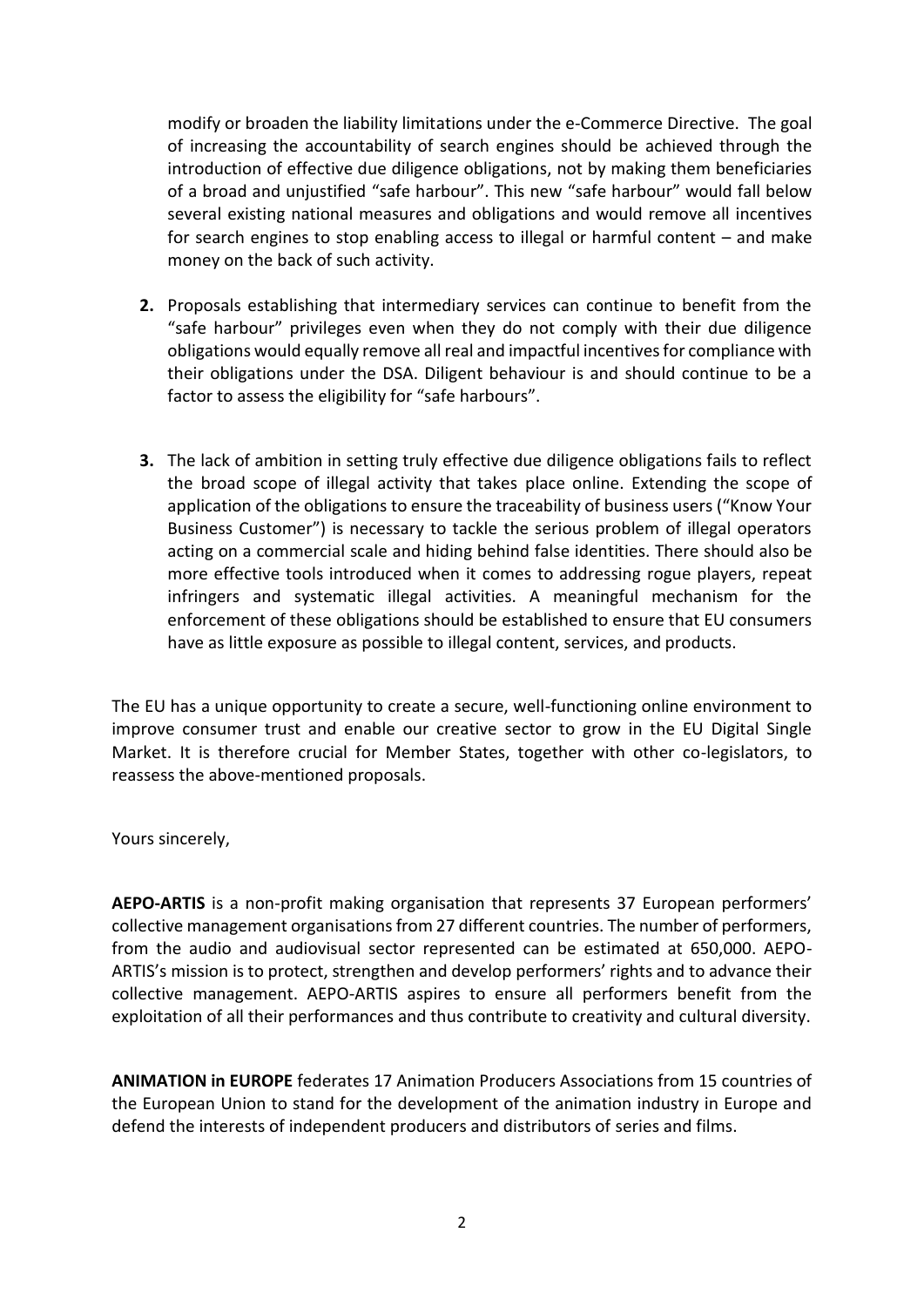modify or broaden the liability limitations under the e-Commerce Directive. The goal of increasing the accountability of search engines should be achieved through the introduction of effective due diligence obligations, not by making them beneficiaries of a broad and unjustified "safe harbour". This new "safe harbour" would fall below several existing national measures and obligations and would remove all incentives for search engines to stop enabling access to illegal or harmful content – and make money on the back of such activity.

2. Proposals establishing that intermediary services can continue to benefit from the "safe harbour" privileges even when they do not comply with their due diligence obligations would equally remove all real and impactful incentives for compliance with their obligations under the DSA. Diligent behaviour is and should continue to be a factor to assess the eligibility for "safe harbours".

3. The lack of ambition in setting truly effective due diligence obligations fails to reflect the broad scope of illegal activity that takes place online. Extending the scope of application of the obligations to ensure the traceability of business users ("Know Your Business Customer") is necessary to tackle the serious problem of illegal operators acting on a commercial scale and hiding behind false identities. There should also be more effective tools introduced when it comes to addressing rogue players, repeat infringers and systematic illegal activities. A meaningful mechanism for the enforcement of these obligations should be established to ensure that EU consumers have as little exposure as possible to illegal content, services, and products.

The EU has a unique opportunity to create a secure, well-functioning online environment to improve consumer trust and enable our creative sector to grow in the EU Digital Single Market. It is therefore crucial for Member States, together with other co-legislators, to reassess the above-mentioned proposals.

Yours sincerely,

**AEPO-ARTIS** is a non-profit making organisation that represents 37 European performers' collective management organisations from 27 different countries. The number of performers, from the audio and audiovisual sector represented can be estimated at 650,000. AEPO-ARTIS's mission is to protect, strengthen and develop performers' rights and to advance their collective management. AEPO-ARTIS aspires to ensure all performers benefit from the exploitation of all their performances and thus contribute to creativity and cultural diversity.

**ANIMATION in EUROPE** federates 17 Animation Producers Associations from 15 countries of the European Union to stand for the development of the animation industry in Europe and defend the interests of independent producers and distributors of series and films.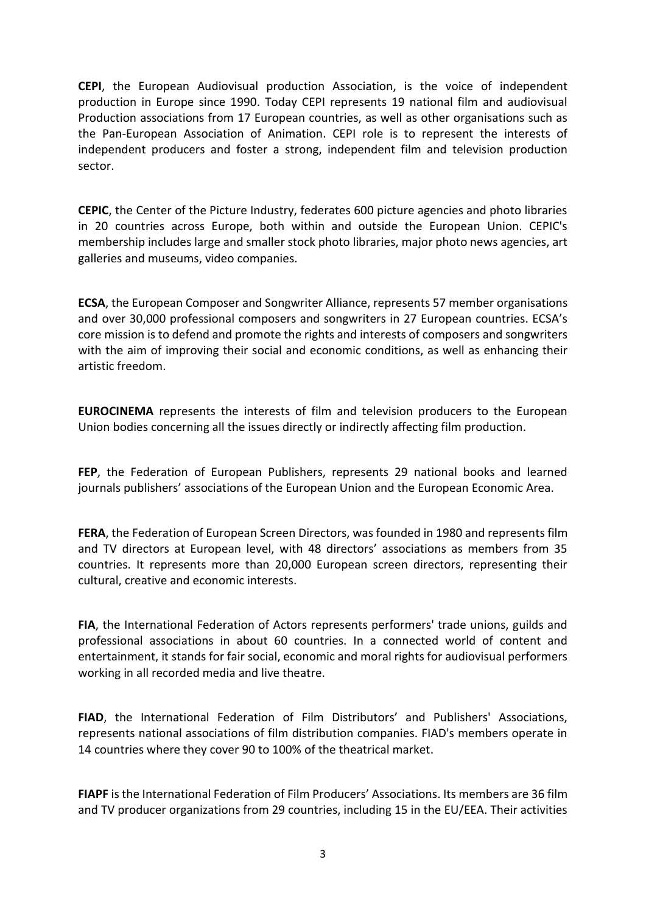**CEPI**, the European Audiovisual production Association, is the voice of independent production in Europe since 1990. Today CEPI represents 19 national film and audiovisual Production associations from 17 European countries, as well as other organisations such as the Pan-European Association of Animation. CEPI role is to represent the interests of independent producers and foster a strong, independent film and television production sector.

**CEPIC**, the Center of the Picture Industry, federates 600 picture agencies and photo libraries in 20 countries across Europe, both within and outside the European Union. CEPIC's membership includes large and smaller stock photo libraries, major photo news agencies, art galleries and museums, video companies.

**ECSA**, the European Composer and Songwriter Alliance, represents 57 member organisations and over 30,000 professional composers and songwriters in 27 European countries. ECSA's core mission is to defend and promote the rights and interests of composers and songwriters with the aim of improving their social and economic conditions, as well as enhancing their artistic freedom.

**EUROCINEMA** represents the interests of film and television producers to the European Union bodies concerning all the issues directly or indirectly affecting film production.

**FEP**, the Federation of European Publishers, represents 29 national books and learned journals publishers' associations of the European Union and the European Economic Area.

**FERA**, the Federation of European Screen Directors, was founded in 1980 and represents film and TV directors at European level, with 48 directors' associations as members from 35 countries. It represents more than 20,000 European screen directors, representing their cultural, creative and economic interests.

**FIA**, the International Federation of Actors represents performers' trade unions, guilds and professional associations in about 60 countries. In a connected world of content and entertainment, it stands for fair social, economic and moral rights for audiovisual performers working in all recorded media and live theatre.

**FIAD**, the International Federation of Film Distributors' and Publishers' Associations, represents national associations of film distribution companies. FIAD's members operate in 14 countries where they cover 90 to 100% of the theatrical market.

**FIAPF** is the International Federation of Film Producers' Associations. Its members are 36 film and TV producer organizations from 29 countries, including 15 in the EU/EEA. Their activities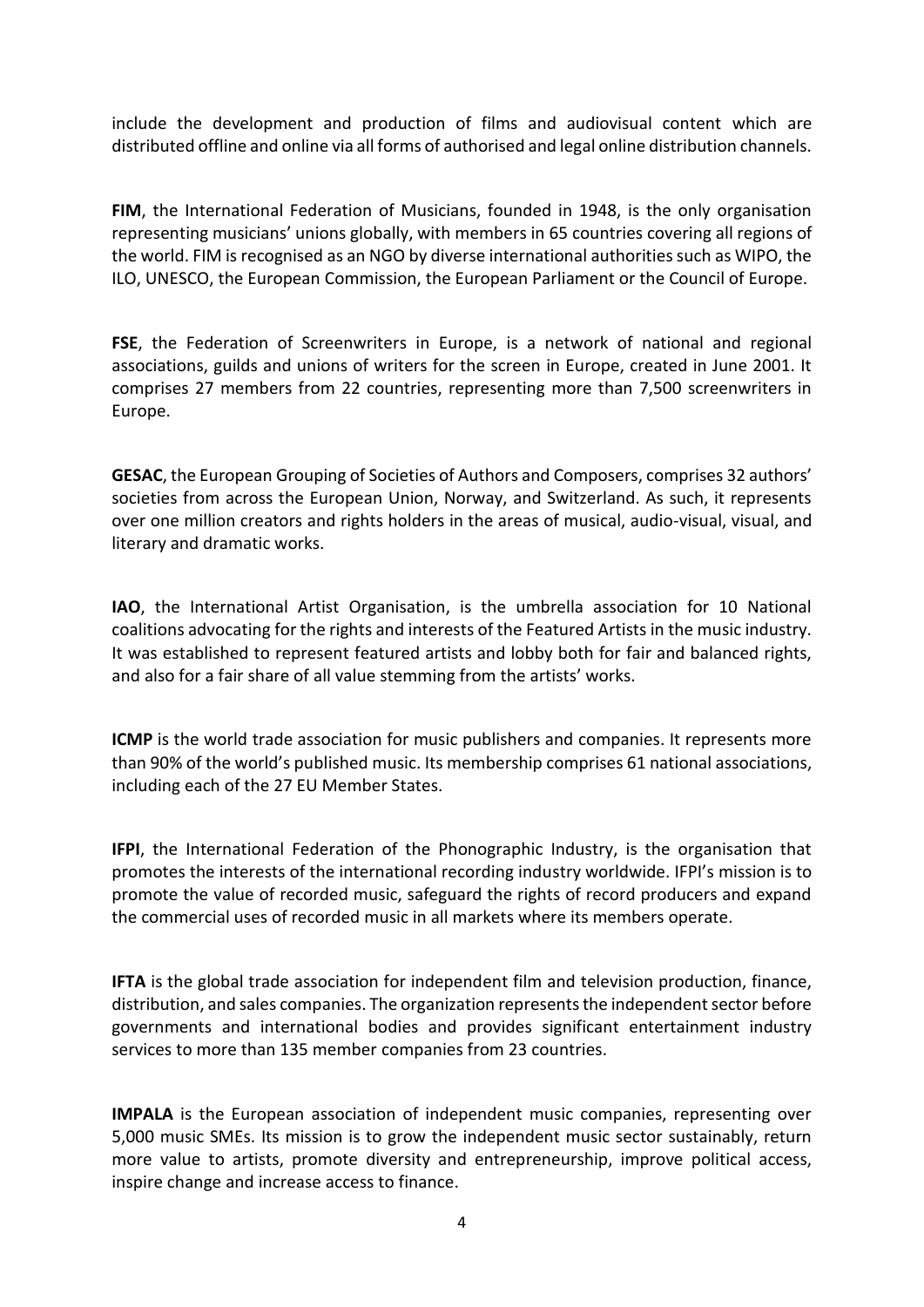include the development and production of films and audiovisual content which are distributed offline and online via all forms of authorised and legal online distribution channels.

**FIM**, the International Federation of Musicians, founded in 1948, is the only organisation representing musicians' unions globally, with members in 65 countries covering all regions of the world. FIM is recognised as an NGO by diverse international authorities such as WIPO, the ILO, UNESCO, the European Commission, the European Parliament or the Council of Europe.

**FSE**, the Federation of Screenwriters in Europe, is a network of national and regional associations, guilds and unions of writers for the screen in Europe, created in June 2001. It comprises 27 members from 22 countries, representing more than 7,500 screenwriters in Europe.

**GESAC**, the European Grouping of Societies of Authors and Composers, comprises 32 authors' societies from across the European Union, Norway, and Switzerland. As such, it represents over one million creators and rights holders in the areas of musical, audio-visual, visual, and literary and dramatic works.

**IAO**, the International Artist Organisation, is the umbrella association for 10 National coalitions advocating for the rights and interests of the Featured Artists in the music industry. It was established to represent featured artists and lobby both for fair and balanced rights, and also for a fair share of all value stemming from the artists' works.

**ICMP** is the world trade association for music publishers and companies. It represents more than 90% of the world's published music. Its membership comprises 61 national associations, including each of the 27 EU Member States.

**IFPI**, the International Federation of the Phonographic Industry, is the organisation that promotes the interests of the international recording industry worldwide. IFPI's mission is to promote the value of recorded music, safeguard the rights of record producers and expand the commercial uses of recorded music in all markets where its members operate.

**IFTA** is the global trade association for independent film and television production, finance, distribution, and sales companies. The organization represents the independent sector before governments and international bodies and provides significant entertainment industry services to more than 135 member companies from 23 countries.

**IMPALA** is the European association of independent music companies, representing over 5,000 music SMEs. Its mission is to grow the independent music sector sustainably, return more value to artists, promote diversity and entrepreneurship, improve political access, inspire change and increase access to finance.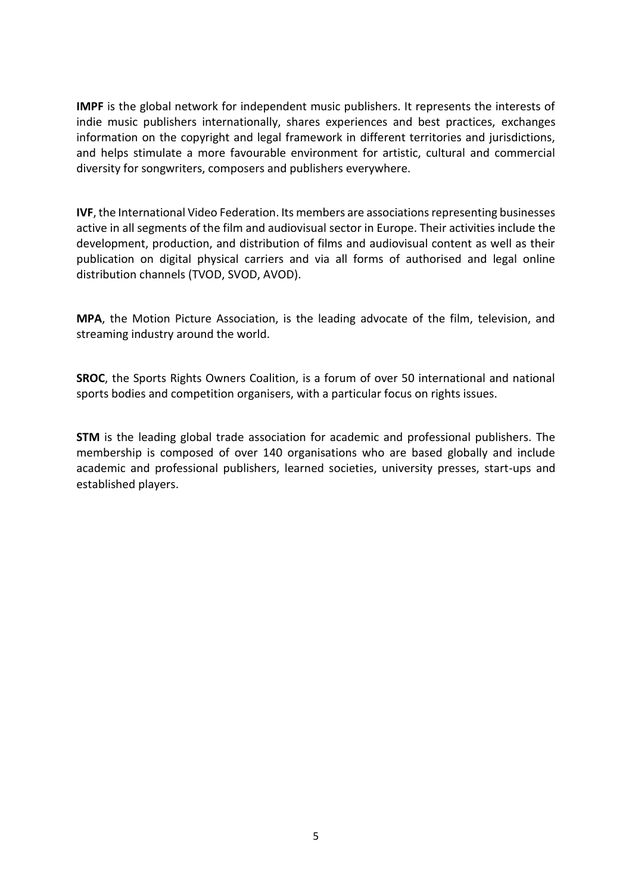**IMPF** is the global network for independent music publishers. It represents the interests of indie music publishers internationally, shares experiences and best practices, exchanges information on the copyright and legal framework in different territories and jurisdictions, and helps stimulate a more favourable environment for artistic, cultural and commercial diversity for songwriters, composers and publishers everywhere.

**IVF**, the International Video Federation. Its members are associations representing businesses active in all segments of the film and audiovisual sector in Europe. Their activities include the development, production, and distribution of films and audiovisual content as well as their publication on digital physical carriers and via all forms of authorised and legal online distribution channels (TVOD, SVOD, AVOD).

**MPA**, the Motion Picture Association, is the leading advocate of the film, television, and streaming industry around the world.

**SROC**, the Sports Rights Owners Coalition, is a forum of over 50 international and national sports bodies and competition organisers, with a particular focus on rights issues.

**STM** is the leading global trade association for academic and professional publishers. The membership is composed of over 140 organisations who are based globally and include academic and professional publishers, learned societies, university presses, start-ups and established players.